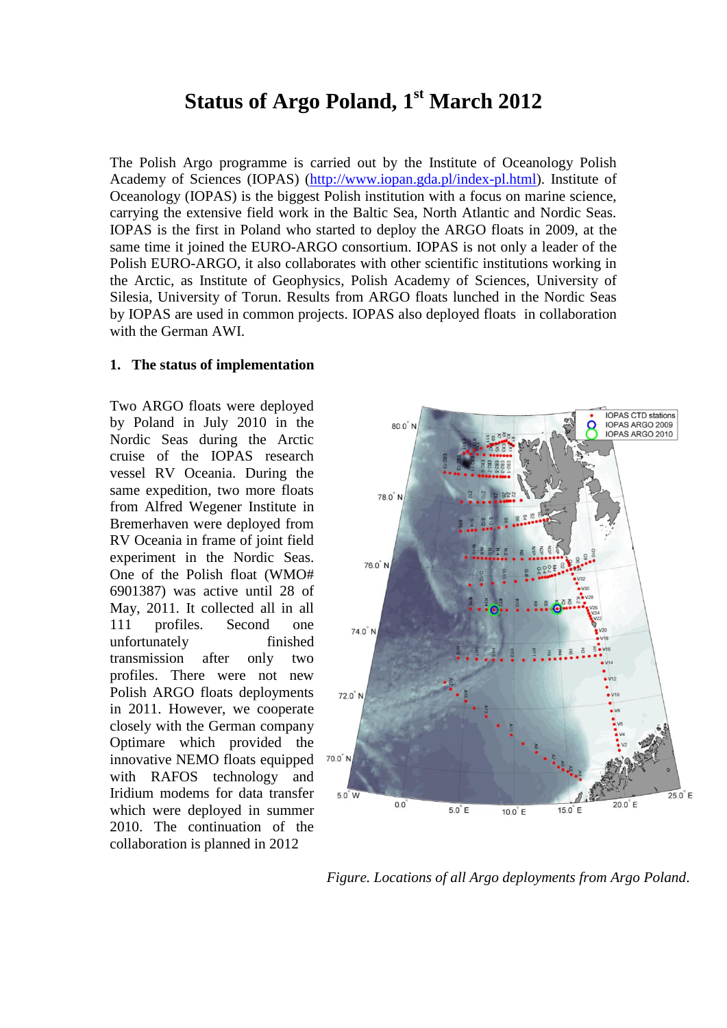# Status of Argo Poland, 1st March 2012

The Polish Argo programme is carried out by the Institute of Oceanology Polish Academy of Sciences (IOPAS) (http://www.iopan.gda.pl/index-pl.html). Institute of Oceanology (IOPAS) is the biggest Polish institution with a focus on marine science, carrying the extensive field work in the Baltic Sea, North Atlantic and Nordic Seas. IOPAS is the first in Poland who started to deploy the ARGO floats in 2009, at the same time it joined the EURO-ARGO consortium. IOPAS is not only a leader of the Polish EURO-ARGO, it also collaborates with other scientific institutions working in the Arctic, as Institute of Geophysics, Polish Academy of Sciences, University of Silesia, University of Torun. Results from ARGO floats lunched in the Nordic Seas by IOPAS are used in common projects. IOPAS also deployed floats in collaboration with the German AWI.

## 1. The status of implementation

Two ARGO floats were deployed by Poland in July 2010 in the Nordic Seas during the Arctic cruise of the IOPAS research vessel RV Oceania. During the same expedition, two more floats from Alfred Wegener Institute in Bremerhaven were deployed from RV Oceania in frame of joint field experiment in the Nordic Seas. One of the Polish float (WMO# 6901387) was active until 28 of May, 2011. It collected all in all 111 profiles. Second one unfortunately finished transmission after only two profiles. There were not new Polish ARGO floats deployments in 2011. However, we cooperate closely with the German company Optimare which provided the innovative NEMO floats equipped with RAFOS technology and Iridium modems for data transfer which were deployed in summer 2010. The continuation of the collaboration is planned in 2012

*Figure. Locations of all Argo deployments from Argo Poland.*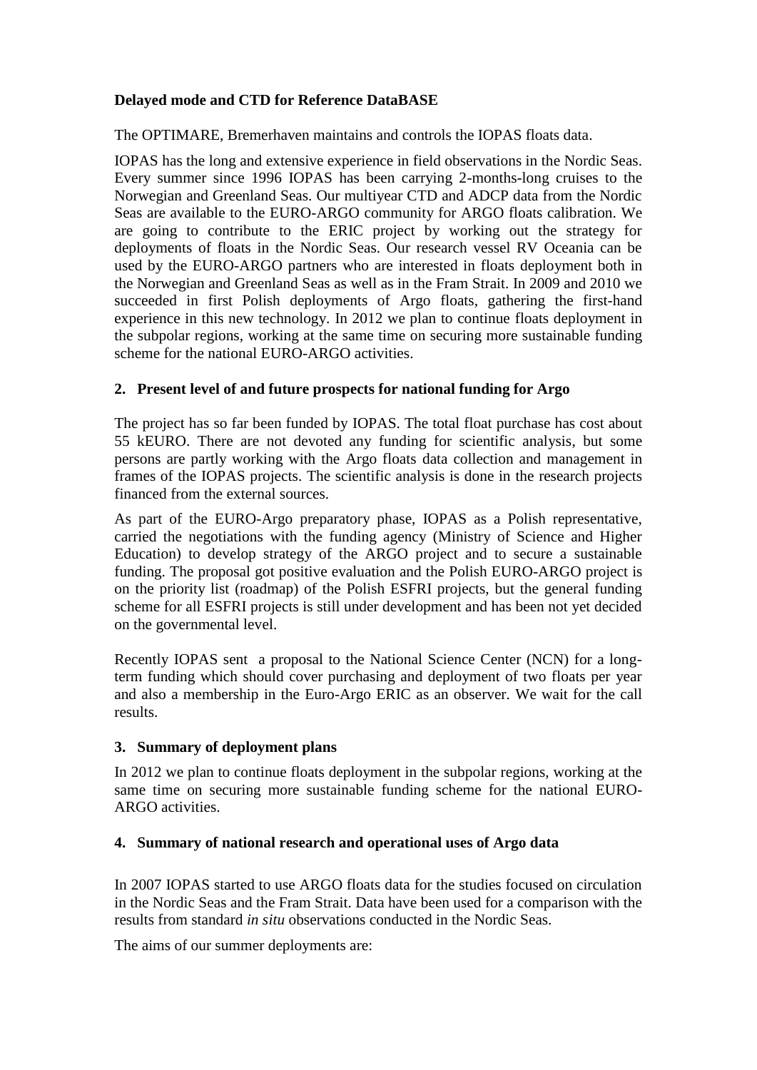**Delayed mode and CTD for Reference DataBASE**

The OPTIMARE, Bremerhaven maintains and controls the IOPAS floats data.

IOPAS has the long and extensive experience in field observations in the Nordic Seas. Every summer since 1996 IOPAS has been carrying 2-months-long cruises to the Norwegian and Greenland Seas. Our multiyear CTD and ADCP data from the Nordic Seas are available to the EURO-ARGO community for ARGO floats calibration. We are going to contribute to the ERIC project by working out the strategy for deployments of floats in the Nordic Seas. Our research vessel RV Oceania can be used by the EURO-ARGO partners who are interested in floats deployment both in the Norwegian and Greenland Seas as well as in the Fram Strait. In 2009 and 2010 we succeeded in first Polish deployments of Argo floats, gathering the first-hand experience in this new technology. In 2012 we plan to continue floats deployment in the subpolar regions, working at the same time on securing more sustainable funding scheme for the national EURO-ARGO activities.

## 2. Present level of and future prospects for national funding for Argo

The project has so far been funded by IOPAS. The total float purchase has cost about 55 kEURO. There are not devoted any funding for scientific analysis, but some persons are partly working with the Argo floats data collection and management in frames of the IOPAS projects. The scientific analysis is done in the research projects financed from the external sources.

As part of the EURO-Argo preparatory phase, IOPAS as a Polish representative, carried the negotiations with the funding agency (Ministry of Science and Higher Education) to develop strategy of the ARGO project and to secure a sustainable funding. The proposal got positive evaluation and the Polish EURO-ARGO project is on the priority list (roadmap) of the Polish ESFRI projects, but the general funding scheme for all ESFRI projects is still under development and has been not yet decided on the governmental level.

Recently IOPAS sent a proposal to the National Science Center (NCN) for a long-term funding which should cover purchasing and deployment of two floats per year and also a membership in the Euro-Argo ERIC as an observer. We wait for the call results.

## 3. Summary of deployment plans

In 2012 we plan to continue floats deployment in the subpolar regions, working at the same time on securing more sustainable funding scheme for the national EURO-ARGO activities.

## 4. Summary of national research and operational uses of Argo data

In 2007 IOPAS started to use ARGO floats data for the studies focused on circulation in the Nordic Seas and the Fram Strait. Data have been used for a comparison with the results from standard *in situ* observations conducted in the Nordic Seas.

The aims of our summer deployments are: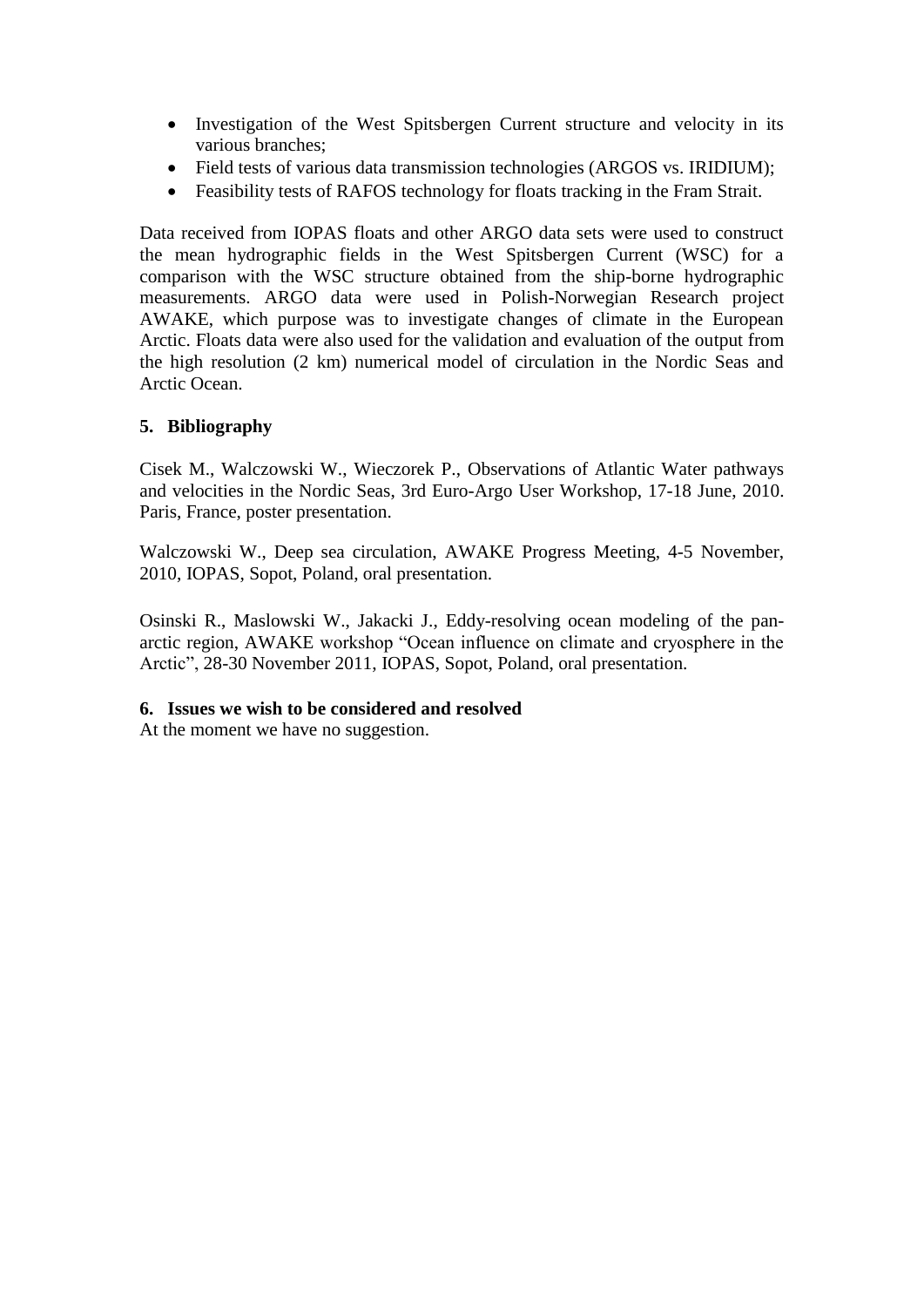- Investigation of the West Spitsbergen Current structure and velocity in its various branches;
- Field tests of various data transmission technologies (ARGOS vs. IRIDIUM);
- Feasibility tests of RAFOS technology for floats tracking in the Fram Strait.

Data received from IOPAS floats and other ARGO data sets were used to construct the mean hydrographic fields in the West Spitsbergen Current (WSC) for a comparison with the WSC structure obtained from the ship-borne hydrographic measurements. ARGO data were used in Polish-Norwegian Research project AWAKE, which purpose was to investigate changes of climate in the European Arctic. Floats data were also used for the validation and evaluation of the output from the high resolution (2 km) numerical model of circulation in the Nordic Seas and Arctic Ocean.

## 5. Bibliography

Cisek M., Walczowski W., Wieczorek P., Observations of Atlantic Water pathways and velocities in the Nordic Seas, 3rd Euro-Argo User Workshop, 17-18 June, 2010. Paris, France, poster presentation.

Walczowski W., Deep sea circulation, AWAKE Progress Meeting, 4-5 November, 2010, IOPAS, Sopot, Poland, oral presentation.

Osinski R., Maslowski W., Jakacki J., Eddy-resolving ocean modeling of the pan-arctic region, AWAKE workshop "Ocean influence on climate and cryosphere in the Arctic", 28-30 November 2011, IOPAS, Sopot, Poland, oral presentation.

## 6. Issues we wish to be considered and resolved

At the moment we have no suggestion.